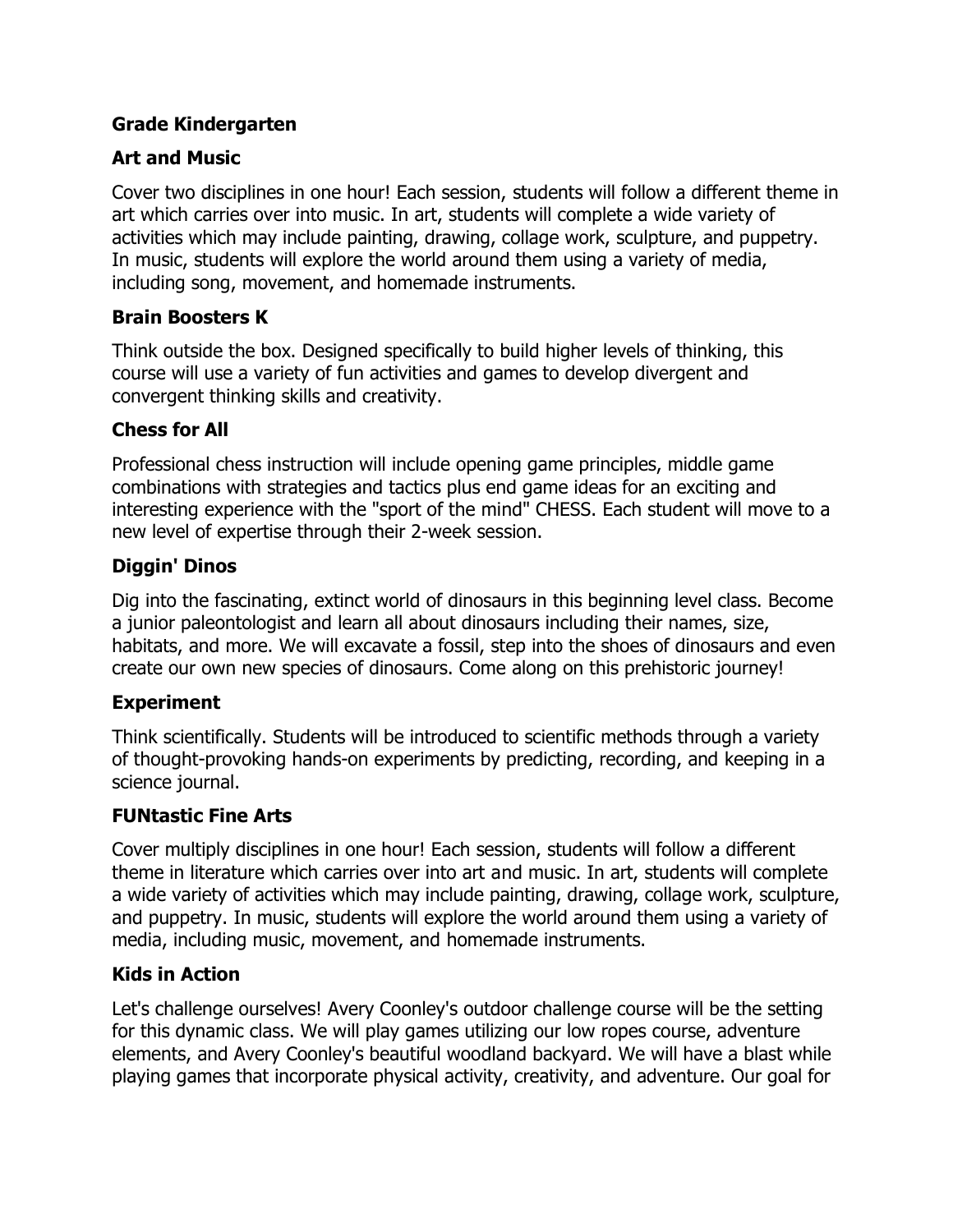**Grade Kindergarten**

### Art and Music

Cover two disciplines in one hour! Each session, students will follow a different theme in art which carries over into music. In art, students will complete a wide variety of activities which may include painting, drawing, collage work, sculpture, and puppetry. In music, students will explore the world around them using a variety of media, including song, movement, and homemade instruments.

### Brain Boosters K

Think outside the box. Designed specifically to build higher levels of thinking, this course will use a variety of fun activities and games to develop divergent and convergent thinking skills and creativity.

### Chess for All

Professional chess instruction will include opening game principles, middle game combinations with strategies and tactics plus end game ideas for an exciting and interesting experience with the "sport of the mind" CHESS. Each student will move to a new level of expertise through their 2-week session.

### Diggin' Dinos

Dig into the fascinating, extinct world of dinosaurs in this beginning level class. Become a junior paleontologist and learn all about dinosaurs including their names, size, habitats, and more. We will excavate a fossil, step into the shoes of dinosaurs and even create our own new species of dinosaurs. Come along on this prehistoric journey!

### Experiment

Think scientifically. Students will be introduced to scientific methods through a variety of thought-provoking hands-on experiments by predicting, recording, and keeping in a science journal.

### FUNtastic Fine Arts

Cover multiply disciplines in one hour! Each session, students will follow a different theme in literature which carries over into art and music. In art, students will complete a wide variety of activities which may include painting, drawing, collage work, sculpture, and puppetry. In music, students will explore the world around them using a variety of media, including music, movement, and homemade instruments.

### Kids in Action

Let's challenge ourselves! Avery Coonley's outdoor challenge course will be the setting for this dynamic class. We will play games utilizing our low ropes course, adventure elements, and Avery Coonley's beautiful woodland backyard. We will have a blast while playing games that incorporate physical activity, creativity, and adventure. Our goal for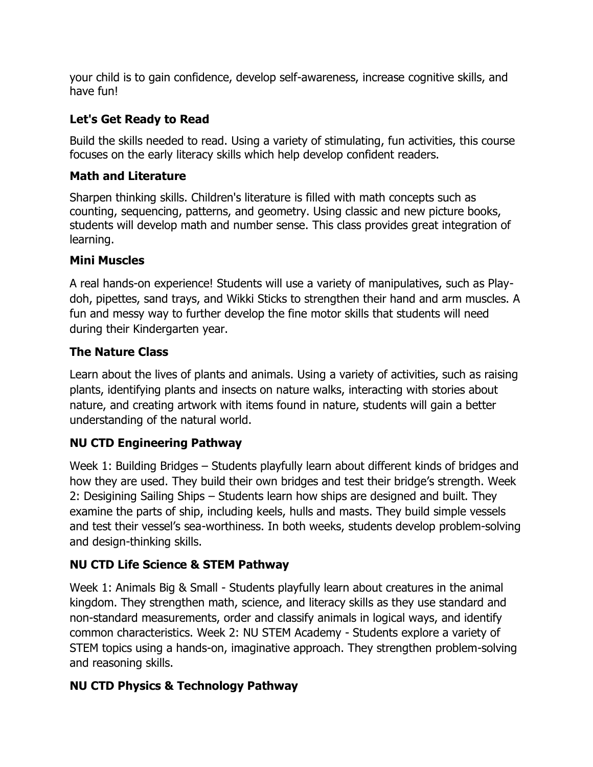your child is to gain confidence, develop self-awareness, increase cognitive skills, and have fun!

### Let's Get Ready to Read

Build the skills needed to read. Using a variety of stimulating, fun activities, this course focuses on the early literacy skills which help develop confident readers.

### Math and Literature

Sharpen thinking skills. Children's literature is filled with math concepts such as counting, sequencing, patterns, and geometry. Using classic and new picture books, students will develop math and number sense. This class provides great integration of learning.

### Mini Muscles

A real hands-on experience! Students will use a variety of manipulatives, such as Play-doh, pipettes, sand trays, and Wikki Sticks to strengthen their hand and arm muscles. A fun and messy way to further develop the fine motor skills that students will need during their Kindergarten year.

### The Nature Class

Learn about the lives of plants and animals. Using a variety of activities, such as raising plants, identifying plants and insects on nature walks, interacting with stories about nature, and creating artwork with items found in nature, students will gain a better understanding of the natural world.

### NU CTD Engineering Pathway

Week 1: Building Bridges – Students playfully learn about different kinds of bridges and how they are used. They build their own bridges and test their bridge's strength. Week 2: Desigining Sailing Ships – Students learn how ships are designed and built. They examine the parts of ship, including keels, hulls and masts. They build simple vessels and test their vessel's sea-worthiness. In both weeks, students develop problem-solving and design-thinking skills.

### NU CTD Life Science & STEM Pathway

Week 1: Animals Big & Small - Students playfully learn about creatures in the animal kingdom. They strengthen math, science, and literacy skills as they use standard and non-standard measurements, order and classify animals in logical ways, and identify common characteristics. Week 2: NU STEM Academy - Students explore a variety of STEM topics using a hands-on, imaginative approach. They strengthen problem-solving and reasoning skills.

### NU CTD Physics & Technology Pathway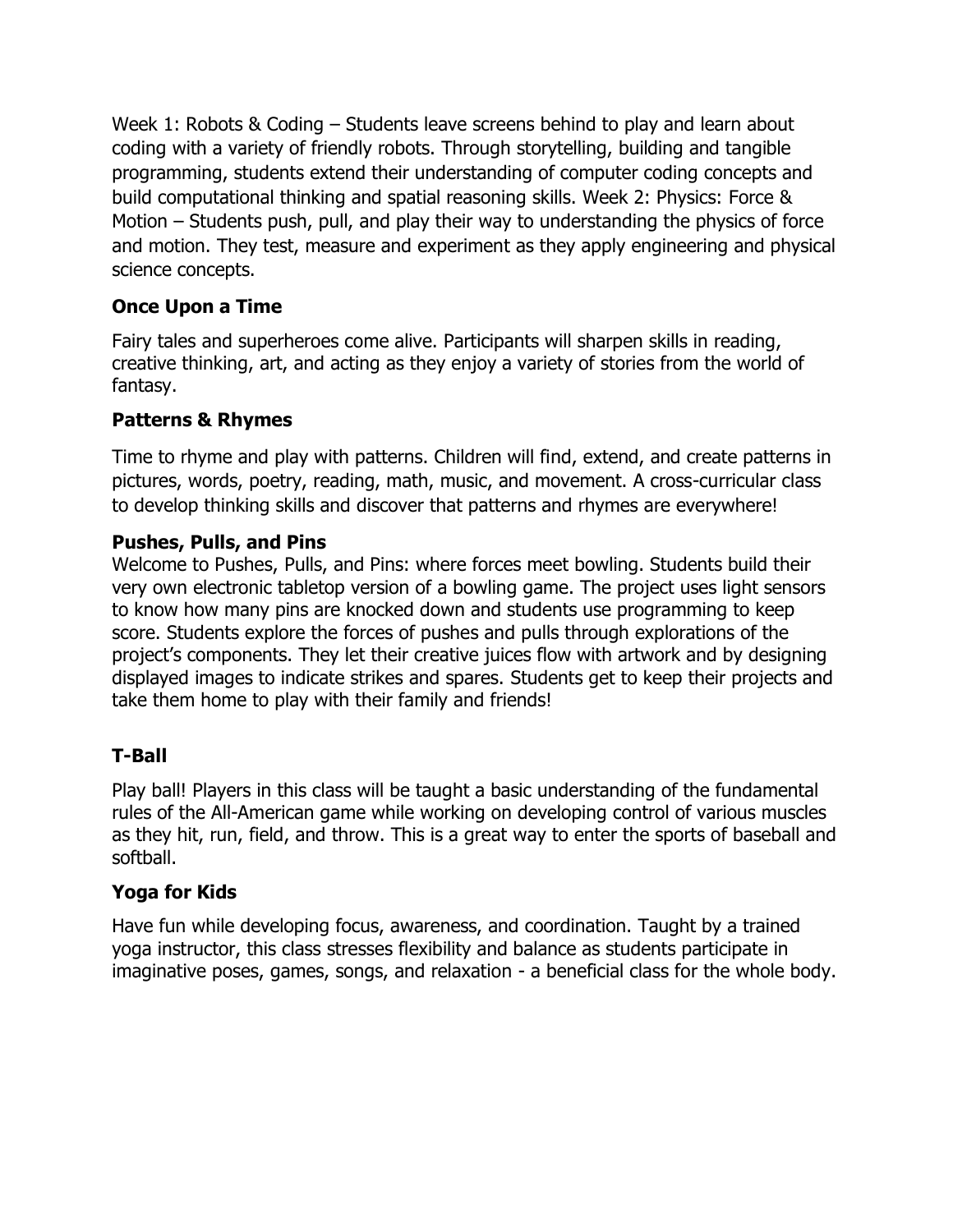Week 1: Robots & Coding – Students leave screens behind to play and learn about coding with a variety of friendly robots. Through storytelling, building and tangible programming, students extend their understanding of computer coding concepts and build computational thinking and spatial reasoning skills. Week 2: Physics: Force & Motion – Students push, pull, and play their way to understanding the physics of force and motion. They test, measure and experiment as they apply engineering and physical science concepts.

### Once Upon a Time

Fairy tales and superheroes come alive. Participants will sharpen skills in reading, creative thinking, art, and acting as they enjoy a variety of stories from the world of fantasy.

### Patterns & Rhymes

Time to rhyme and play with patterns. Children will find, extend, and create patterns in pictures, words, poetry, reading, math, music, and movement. A cross-curricular class to develop thinking skills and discover that patterns and rhymes are everywhere!

### Pushes, Pulls, and Pins

Welcome to Pushes, Pulls, and Pins: where forces meet bowling. Students build their very own electronic tabletop version of a bowling game. The project uses light sensors to know how many pins are knocked down and students use programming to keep score. Students explore the forces of pushes and pulls through explorations of the project's components. They let their creative juices flow with artwork and by designing displayed images to indicate strikes and spares. Students get to keep their projects and take them home to play with their family and friends!

### T-Ball

Play ball! Players in this class will be taught a basic understanding of the fundamental rules of the All-American game while working on developing control of various muscles as they hit, run, field, and throw. This is a great way to enter the sports of baseball and softball.

### Yoga for Kids

Have fun while developing focus, awareness, and coordination. Taught by a trained yoga instructor, this class stresses flexibility and balance as students participate in imaginative poses, games, songs, and relaxation - a beneficial class for the whole body.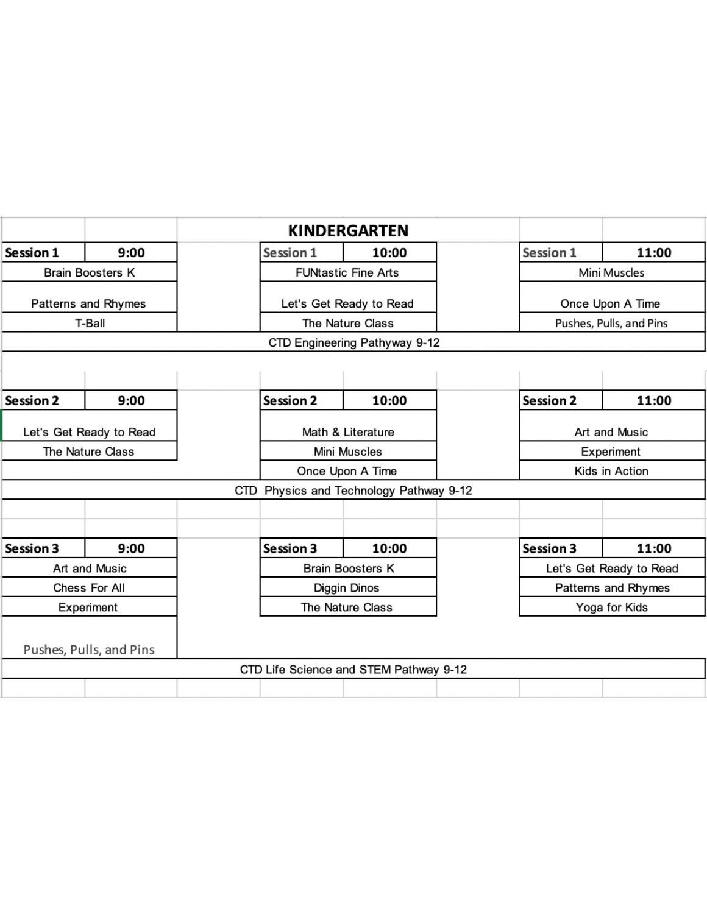# KINDERGARTEN

| Session 1 | 9:00 | Session 1 | 10:00 | Session 1 | 11:00 |
|---|---|---|---|---|---|
| Brain Boosters K | | FUNtastic Fine Arts | | Mini Muscles | |
| Patterns and Rhymes | | Let's Get Ready to Read | | Once Upon A Time | |
| T-Ball | | The Nature Class | | Pushes, Pulls, and Pins | |
| CTD Engineering Pathway 9-12 | | | | | |

| Session 2 | 9:00 | Session 2 | 10:00 | Session 2 | 11:00 |
|---|---|---|---|---|---|
| Let's Get Ready to Read | | Math & Literature | | Art and Music | |
| The Nature Class | | Mini Muscles | | Experiment | |
| | | Once Upon A Time | | Kids in Action | |
| CTD Physics and Technology Pathway 9-12 | | | | | |

| Session 3 | 9:00 | Session 3 | 10:00 | Session 3 | 11:00 |
|---|---|---|---|---|---|
| Art and Music | | Brain Boosters K | | Let's Get Ready to Read | |
| Chess For All | | Diggin Dinos | | Patterns and Rhymes | |
| Experiment | | The Nature Class | | Yoga for Kids | |
| Pushes, Pulls, and Pins | | | | | |
| CTD Life Science and STEM Pathway 9-12 | | | | | |